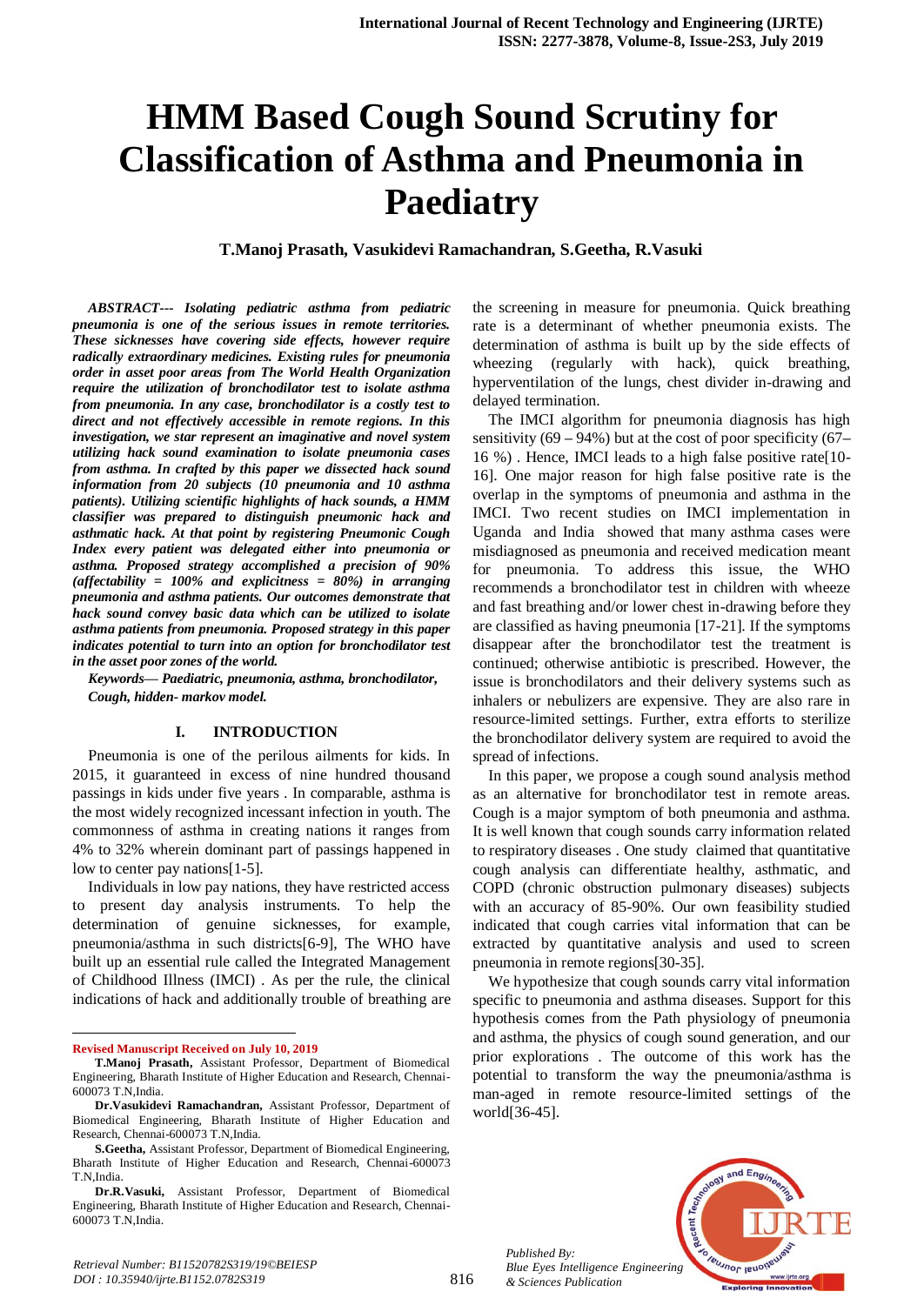# HMM Based Cough Sound Scrutiny for Classification of Asthma and Pneumonia in Paediatry

**T.Manoj Prasath, Vasukidevi Ramachandran, S.Geetha, R.Vasuki**

***ABSTRACT--- Isolating pediatric asthma from pediatric pneumonia is one of the serious issues in remote territories. These sicknesses have covering side effects, however require radically extraordinary medicines. Existing rules for pneumonia order in asset poor areas from The World Health Organization require the utilization of bronchodilator test to isolate asthma from pneumonia. In any case, bronchodilator is a costly test to direct and not effectively accessible in remote regions. In this investigation, we star represent an imaginative and novel system utilizing hack sound examination to isolate pneumonia cases from asthma. In crafted by this paper we dissected hack sound information from 20 subjects (10 pneumonia and 10 asthma patients). Utilizing scientific highlights of hack sounds, a HMM classifier was prepared to distinguish pneumonic hack and asthmatic hack. At that point by registering Pneumonic Cough Index every patient was delegated either into pneumonia or asthma. Proposed strategy accomplished a precision of 90% (affectability = 100% and explicitness = 80%) in arranging pneumonia and asthma patients. Our outcomes demonstrate that hack sound convey basic data which can be utilized to isolate asthma patients from pneumonia. Proposed strategy in this paper indicates potential to turn into an option for bronchodilator test in the asset poor zones of the world.***

***Keywords— Paediatric, pneumonia, asthma, bronchodilator, Cough, hidden- markov model.***

## I. INTRODUCTION

Pneumonia is one of the perilous ailments for kids. In 2015, it guaranteed in excess of nine hundred thousand passings in kids under five years . In comparable, asthma is the most widely recognized incessant infection in youth. The commonness of asthma in creating nations it ranges from 4% to 32% wherein dominant part of passings happened in low to center pay nations[1-5].

Individuals in low pay nations, they have restricted access to present day analysis instruments. To help the determination of genuine sicknesses, for example, pneumonia/asthma in such districts[6-9], The WHO have built up an essential rule called the Integrated Management of Childhood Illness (IMCI) . As per the rule, the clinical indications of hack and additionally trouble of breathing are the screening in measure for pneumonia. Quick breathing rate is a determinant of whether pneumonia exists. The determination of asthma is built up by the side effects of wheezing (regularly with hack), quick breathing, hyperventilation of the lungs, chest divider in-drawing and delayed termination.

The IMCI algorithm for pneumonia diagnosis has high sensitivity (69 – 94%) but at the cost of poor specificity (67– 16 %) . Hence, IMCI leads to a high false positive rate[10-16]. One major reason for high false positive rate is the overlap in the symptoms of pneumonia and asthma in the IMCI. Two recent studies on IMCI implementation in Uganda and India showed that many asthma cases were misdiagnosed as pneumonia and received medication meant for pneumonia. To address this issue, the WHO recommends a bronchodilator test in children with wheeze and fast breathing and/or lower chest in-drawing before they are classified as having pneumonia [17-21]. If the symptoms disappear after the bronchodilator test the treatment is continued; otherwise antibiotic is prescribed. However, the issue is bronchodilators and their delivery systems such as inhalers or nebulizers are expensive. They are also rare in resource-limited settings. Further, extra efforts to sterilize the bronchodilator delivery system are required to avoid the spread of infections.

In this paper, we propose a cough sound analysis method as an alternative for bronchodilator test in remote areas. Cough is a major symptom of both pneumonia and asthma. It is well known that cough sounds carry information related to respiratory diseases . One study claimed that quantitative cough analysis can differentiate healthy, asthmatic, and COPD (chronic obstruction pulmonary diseases) subjects with an accuracy of 85-90%. Our own feasibility studied indicated that cough carries vital information that can be extracted by quantitative analysis and used to screen pneumonia in remote regions[30-35].

We hypothesize that cough sounds carry vital information specific to pneumonia and asthma diseases. Support for this hypothesis comes from the Path physiology of pneumonia and asthma, the physics of cough sound generation, and our prior explorations . The outcome of this work has the potential to transform the way the pneumonia/asthma is man-aged in remote resource-limited settings of the world[36-45].

---

**Revised Manuscript Received on July 10, 2019**

**T.Manoj Prasath,** Assistant Professor, Department of Biomedical Engineering, Bharath Institute of Higher Education and Research, Chennai-600073 T.N,India.

**Dr.Vasukidevi Ramachandran,** Assistant Professor, Department of Biomedical Engineering, Bharath Institute of Higher Education and Research, Chennai-600073 T.N,India.

**S.Geetha,** Assistant Professor, Department of Biomedical Engineering, Bharath Institute of Higher Education and Research, Chennai-600073 T.N,India.

**Dr.R.Vasuki,** Assistant Professor, Department of Biomedical Engineering, Bharath Institute of Higher Education and Research, Chennai-600073 T.N,India.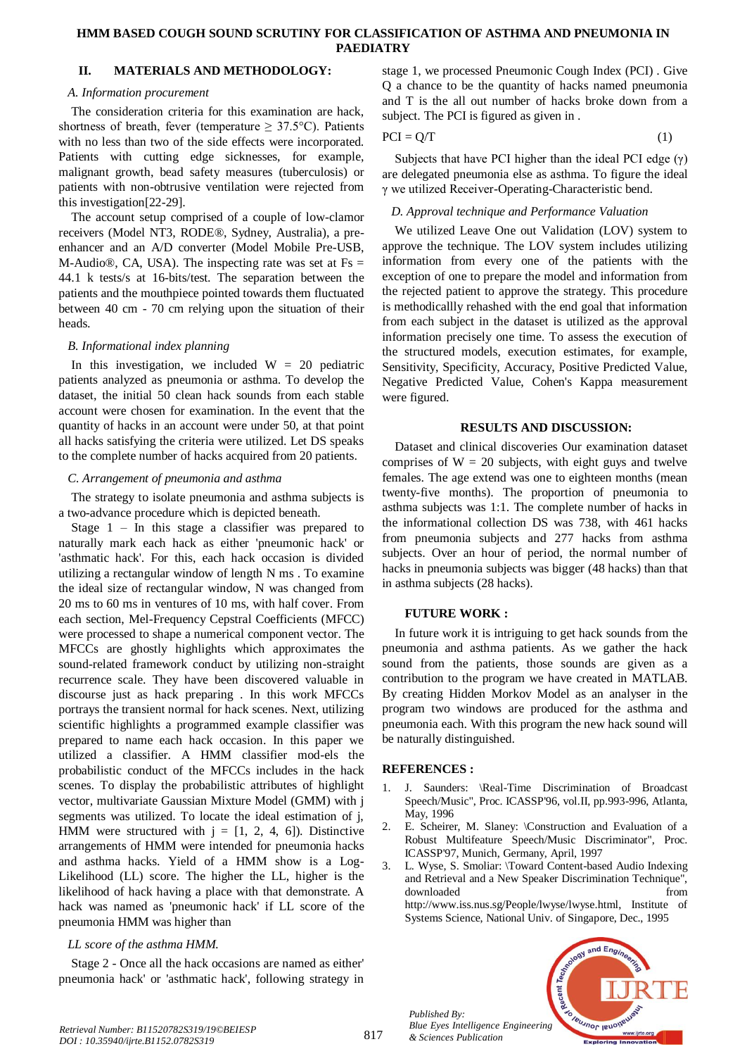## II. MATERIALS AND METHODOLOGY:

### *A. Information procurement*

The consideration criteria for this examination are hack, shortness of breath, fever (temperature ≥ 37.5°C). Patients with no less than two of the side effects were incorporated. Patients with cutting edge sicknesses, for example, malignant growth, bead safety measures (tuberculosis) or patients with non-obtrusive ventilation were rejected from this investigation[22-29].

The account setup comprised of a couple of low-clamor receivers (Model NT3, RODE®, Sydney, Australia), a pre-enhancer and an A/D converter (Model Mobile Pre-USB, M-Audio®, CA, USA). The inspecting rate was set at Fs = 44.1 k tests/s at 16-bits/test. The separation between the patients and the mouthpiece pointed towards them fluctuated between 40 cm - 70 cm relying upon the situation of their heads.

### *B. Informational index planning*

In this investigation, we included W = 20 pediatric patients analyzed as pneumonia or asthma. To develop the dataset, the initial 50 clean hack sounds from each stable account were chosen for examination. In the event that the quantity of hacks in an account were under 50, at that point all hacks satisfying the criteria were utilized. Let DS speaks to the complete number of hacks acquired from 20 patients.

### *C. Arrangement of pneumonia and asthma*

The strategy to isolate pneumonia and asthma subjects is a two-advance procedure which is depicted beneath.

Stage 1 – In this stage a classifier was prepared to naturally mark each hack as either 'pneumonic hack' or 'asthmatic hack'. For this, each hack occasion is divided utilizing a rectangular window of length N ms . To examine the ideal size of rectangular window, N was changed from 20 ms to 60 ms in ventures of 10 ms, with half cover. From each section, Mel-Frequency Cepstral Coefficients (MFCC) were processed to shape a numerical component vector. The MFCCs are ghostly highlights which approximates the sound-related framework conduct by utilizing non-straight recurrence scale. They have been discovered valuable in discourse just as hack preparing . In this work MFCCs portrays the transient normal for hack scenes. Next, utilizing scientific highlights a programmed example classifier was prepared to name each hack occasion. In this paper we utilized a classifier. A HMM classifier mod-els the probabilistic conduct of the MFCCs includes in the hack scenes. To display the probabilistic attributes of highlight vector, multivariate Gaussian Mixture Model (GMM) with j segments was utilized. To locate the ideal estimation of j, HMM were structured with j = [1, 2, 4, 6]). Distinctive arrangements of HMM were intended for pneumonia hacks and asthma hacks. Yield of a HMM show is a Log-Likelihood (LL) score. The higher the LL, higher is the likelihood of hack having a place with that demonstrate. A hack was named as 'pneumonic hack' if LL score of the pneumonia HMM was higher than

*LL score of the asthma HMM.*

Stage 2 - Once all the hack occasions are named as either' pneumonia hack' or 'asthmatic hack', following strategy in stage 1, we processed Pneumonic Cough Index (PCI) . Give Q a chance to be the quantity of hacks named pneumonia and T is the all out number of hacks broke down from a subject. The PCI is figured as given in .

$$PCI = Q/T \qquad (1)$$

Subjects that have PCI higher than the ideal PCI edge ($\gamma$) are delegated pneumonia else as asthma. To figure the ideal $\gamma$ we utilized Receiver-Operating-Characteristic bend.

### *D. Approval technique and Performance Valuation*

We utilized Leave One out Validation (LOV) system to approve the technique. The LOV system includes utilizing information from every one of the patients with the exception of one to prepare the model and information from the rejected patient to approve the strategy. This procedure is methodicallly rehashed with the end goal that information from each subject in the dataset is utilized as the approval information precisely one time. To assess the execution of the structured models, execution estimates, for example, Sensitivity, Specificity, Accuracy, Positive Predicted Value, Negative Predicted Value, Cohen's Kappa measurement were figured.

## RESULTS AND DISCUSSION:

Dataset and clinical discoveries Our examination dataset comprises of W = 20 subjects, with eight guys and twelve females. The age extend was one to eighteen months (mean twenty-five months). The proportion of pneumonia to asthma subjects was 1:1. The complete number of hacks in the informational collection DS was 738, with 461 hacks from pneumonia subjects and 277 hacks from asthma subjects. Over an hour of period, the normal number of hacks in pneumonia subjects was bigger (48 hacks) than that in asthma subjects (28 hacks).

## FUTURE WORK :

In future work it is intriguing to get hack sounds from the pneumonia and asthma patients. As we gather the hack sound from the patients, those sounds are given as a contribution to the program we have created in MATLAB. By creating Hidden Morkov Model as an analyser in the program two windows are produced for the asthma and pneumonia each. With this program the new hack sound will be naturally distinguished.

## REFERENCES :

1. J. Saunders: \Real-Time Discrimination of Broadcast Speech/Music", Proc. ICASSP'96, vol.II, pp.993-996, Atlanta, May, 1996
2. E. Scheirer, M. Slaney: \Construction and Evaluation of a Robust Multifeature Speech/Music Discriminator", Proc. ICASSP'97, Munich, Germany, April, 1997
3. L. Wyse, S. Smoliar: \Toward Content-based Audio Indexing and Retrieval and a New Speaker Discrimination Technique", downloaded from http://www.iss.nus.sg/People/lwyse/lwyse.html, Institute of Systems Science, National Univ. of Singapore, Dec., 1995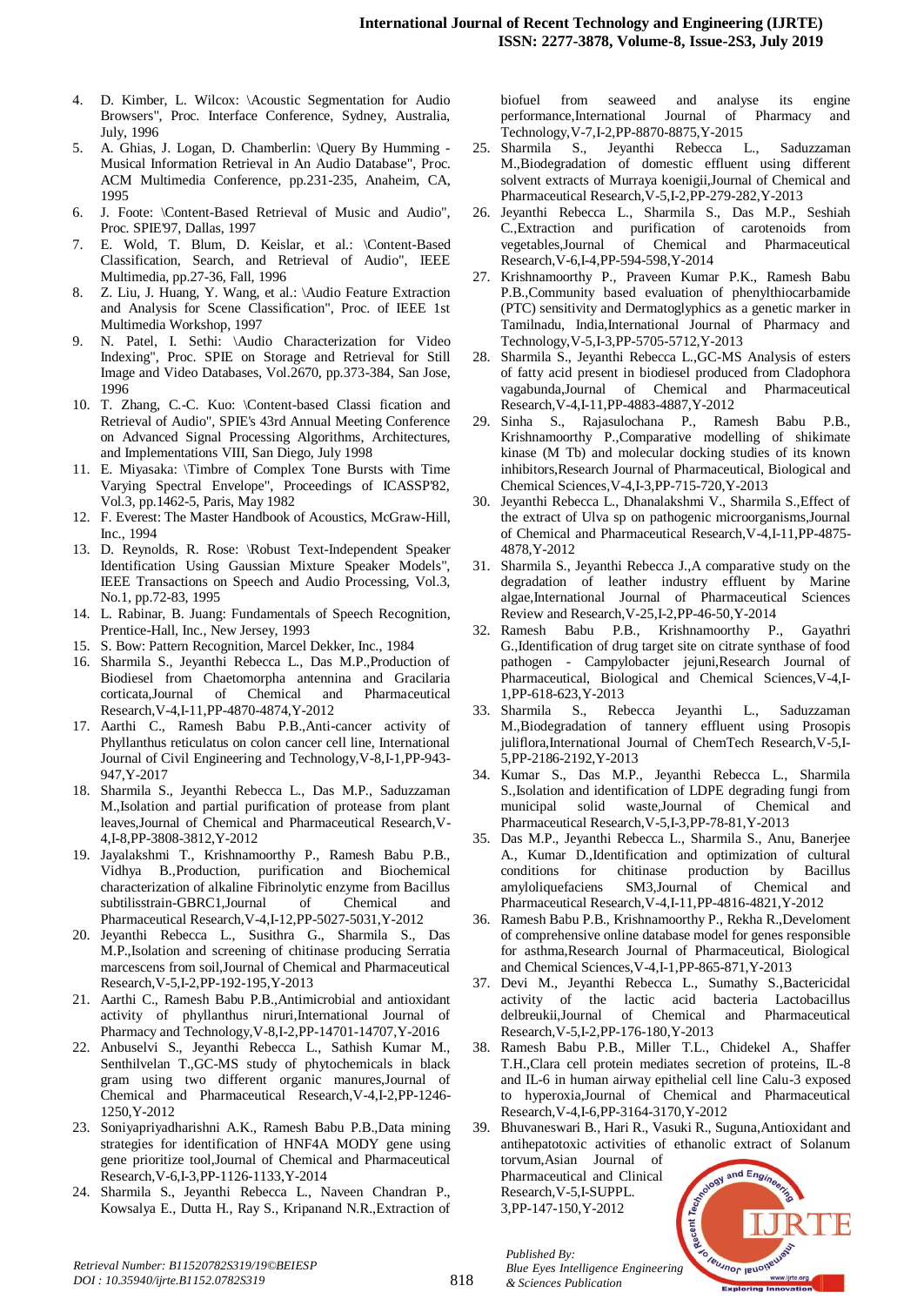4. D. Kimber, L. Wilcox: \Acoustic Segmentation for Audio Browsers", Proc. Interface Conference, Sydney, Australia, July, 1996
5. A. Ghias, J. Logan, D. Chamberlin: \Query By Humming - Musical Information Retrieval in An Audio Database", Proc. ACM Multimedia Conference, pp.231-235, Anaheim, CA, 1995
6. J. Foote: \Content-Based Retrieval of Music and Audio", Proc. SPIE'97, Dallas, 1997
7. E. Wold, T. Blum, D. Keislar, et al.: \Content-Based Classification, Search, and Retrieval of Audio", IEEE Multimedia, pp.27-36, Fall, 1996
8. Z. Liu, J. Huang, Y. Wang, et al.: \Audio Feature Extraction and Analysis for Scene Classification", Proc. of IEEE 1st Multimedia Workshop, 1997
9. N. Patel, I. Sethi: \Audio Characterization for Video Indexing", Proc. SPIE on Storage and Retrieval for Still Image and Video Databases, Vol.2670, pp.373-384, San Jose, 1996
10. T. Zhang, C.-C. Kuo: \Content-based Classi fication and Retrieval of Audio", SPIE's 43rd Annual Meeting Conference on Advanced Signal Processing Algorithms, Architectures, and Implementations VIII, San Diego, July 1998
11. E. Miyasaka: \Timbre of Complex Tone Bursts with Time Varying Spectral Envelope", Proceedings of ICASSP'82, Vol.3, pp.1462-5, Paris, May 1982
12. F. Everest: The Master Handbook of Acoustics, McGraw-Hill, Inc., 1994
13. D. Reynolds, R. Rose: \Robust Text-Independent Speaker Identification Using Gaussian Mixture Speaker Models", IEEE Transactions on Speech and Audio Processing, Vol.3, No.1, pp.72-83, 1995
14. L. Rabinar, B. Juang: Fundamentals of Speech Recognition, Prentice-Hall, Inc., New Jersey, 1993
15. S. Bow: Pattern Recognition, Marcel Dekker, Inc., 1984
16. Sharmila S., Jeyanthi Rebecca L., Das M.P.,Production of Biodiesel from Chaetomorpha antennina and Gracilaria corticata,Journal of Chemical and Pharmaceutical Research,V-4,I-11,PP-4870-4874,Y-2012
17. Aarthi C., Ramesh Babu P.B.,Anti-cancer activity of Phyllanthus reticulatus on colon cancer cell line, International Journal of Civil Engineering and Technology,V-8,I-1,PP-943-947,Y-2017
18. Sharmila S., Jeyanthi Rebecca L., Das M.P., Saduzzaman M.,Isolation and partial purification of protease from plant leaves,Journal of Chemical and Pharmaceutical Research,V-4,I-8,PP-3808-3812,Y-2012
19. Jayalakshmi T., Krishnamoorthy P., Ramesh Babu P.B., Vidhya B.,Production, purification and Biochemical characterization of alkaline Fibrinolytic enzyme from Bacillus subtilisstrain-GBRC1,Journal of Chemical and Pharmaceutical Research,V-4,I-12,PP-5027-5031,Y-2012
20. Jeyanthi Rebecca L., Susithra G., Sharmila S., Das M.P.,Isolation and screening of chitinase producing Serratia marcescens from soil,Journal of Chemical and Pharmaceutical Research,V-5,I-2,PP-192-195,Y-2013
21. Aarthi C., Ramesh Babu P.B.,Antimicrobial and antioxidant activity of phyllanthus niruri,International Journal of Pharmacy and Technology,V-8,I-2,PP-14701-14707,Y-2016
22. Anbuselvi S., Jeyanthi Rebecca L., Sathish Kumar M., Senthilvelan T.,GC-MS study of phytochemicals in black gram using two different organic manures,Journal of Chemical and Pharmaceutical Research,V-4,I-2,PP-1246-1250,Y-2012
23. Soniyapriyadharishni A.K., Ramesh Babu P.B.,Data mining strategies for identification of HNF4A MODY gene using gene prioritize tool,Journal of Chemical and Pharmaceutical Research,V-6,I-3,PP-1126-1133,Y-2014
24. Sharmila S., Jeyanthi Rebecca L., Naveen Chandran P., Kowsalya E., Dutta H., Ray S., Kripanand N.R.,Extraction of biofuel from seaweed and analyse its engine performance,International Journal of Pharmacy and Technology,V-7,I-2,PP-8870-8875,Y-2015
25. Sharmila S., Jeyanthi Rebecca L., Saduzzaman M.,Biodegradation of domestic effluent using different solvent extracts of Murraya koenigii,Journal of Chemical and Pharmaceutical Research,V-5,I-2,PP-279-282,Y-2013
26. Jeyanthi Rebecca L., Sharmila S., Das M.P., Seshiah C.,Extraction and purification of carotenoids from vegetables,Journal of Chemical and Pharmaceutical Research,V-6,I-4,PP-594-598,Y-2014
27. Krishnamoorthy P., Praveen Kumar P.K., Ramesh Babu P.B.,Community based evaluation of phenylthiocarbamide (PTC) sensitivity and Dermatoglyphics as a genetic marker in Tamilnadu, India,International Journal of Pharmacy and Technology,V-5,I-3,PP-5705-5712,Y-2013
28. Sharmila S., Jeyanthi Rebecca L.,GC-MS Analysis of esters of fatty acid present in biodiesel produced from Cladophora vagabunda,Journal of Chemical and Pharmaceutical Research,V-4,I-11,PP-4883-4887,Y-2012
29. Sinha S., Rajasulochana P., Ramesh Babu P.B., Krishnamoorthy P.,Comparative modelling of shikimate kinase (M Tb) and molecular docking studies of its known inhibitors,Research Journal of Pharmaceutical, Biological and Chemical Sciences,V-4,I-3,PP-715-720,Y-2013
30. Jeyanthi Rebecca L., Dhanalakshmi V., Sharmila S.,Effect of the extract of Ulva sp on pathogenic microorganisms,Journal of Chemical and Pharmaceutical Research,V-4,I-11,PP-4875-4878,Y-2012
31. Sharmila S., Jeyanthi Rebecca J.,A comparative study on the degradation of leather industry effluent by Marine algae,International Journal of Pharmaceutical Sciences Review and Research,V-25,I-2,PP-46-50,Y-2014
32. Ramesh Babu P.B., Krishnamoorthy P., Gayathri G.,Identification of drug target site on citrate synthase of food pathogen - Campylobacter jejuni,Research Journal of Pharmaceutical, Biological and Chemical Sciences,V-4,I-1,PP-618-623,Y-2013
33. Sharmila S., Rebecca Jeyanthi L., Saduzzaman M.,Biodegradation of tannery effluent using Prosopis juliflora,International Journal of ChemTech Research,V-5,I-5,PP-2186-2192,Y-2013
34. Kumar S., Das M.P., Jeyanthi Rebecca L., Sharmila S.,Isolation and identification of LDPE degrading fungi from municipal solid waste,Journal of Chemical and Pharmaceutical Research,V-5,I-3,PP-78-81,Y-2013
35. Das M.P., Jeyanthi Rebecca L., Sharmila S., Anu, Banerjee A., Kumar D.,Identification and optimization of cultural conditions for chitinase production by Bacillus amyloliquefaciens SM3,Journal of Chemical and Pharmaceutical Research,V-4,I-11,PP-4816-4821,Y-2012
36. Ramesh Babu P.B., Krishnamoorthy P., Rekha R.,Develoment of comprehensive online database model for genes responsible for asthma,Research Journal of Pharmaceutical, Biological and Chemical Sciences,V-4,I-1,PP-865-871,Y-2013
37. Devi M., Jeyanthi Rebecca L., Sumathy S.,Bactericidal activity of the lactic acid bacteria Lactobacillus delbreukii,Journal of Chemical and Pharmaceutical Research,V-5,I-2,PP-176-180,Y-2013
38. Ramesh Babu P.B., Miller T.L., Chidekel A., Shaffer T.H.,Clara cell protein mediates secretion of proteins, IL-8 and IL-6 in human airway epithelial cell line Calu-3 exposed to hyperoxia,Journal of Chemical and Pharmaceutical Research,V-4,I-6,PP-3164-3170,Y-2012
39. Bhuvaneswari B., Hari R., Vasuki R., Suguna,Antioxidant and antihepatotoxic activities of ethanolic extract of Solanum torvum,Asian Journal of Pharmaceutical and Clinical Research,V-5,I-SUPPL. 3,PP-147-150,Y-2012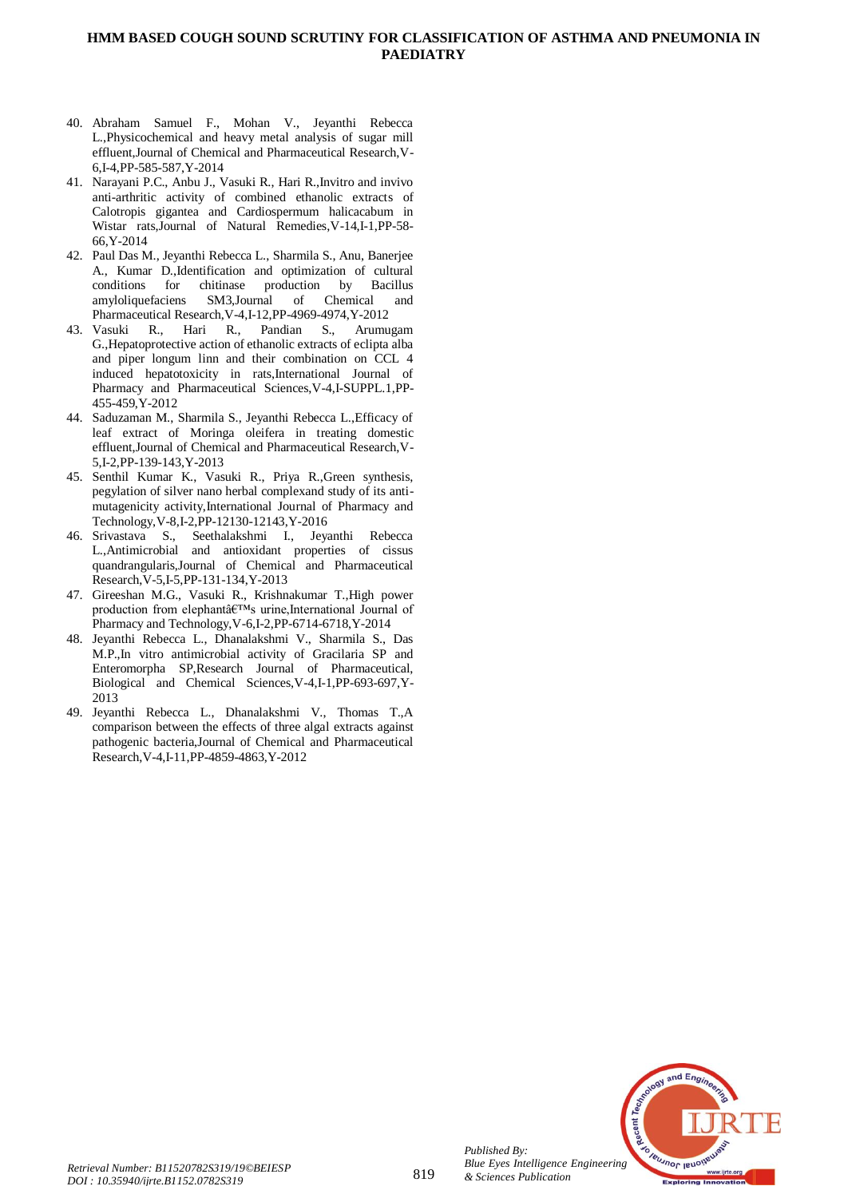40. Abraham Samuel F., Mohan V., Jeyanthi Rebecca L.,Physicochemical and heavy metal analysis of sugar mill effluent,Journal of Chemical and Pharmaceutical Research,V-6,I-4,PP-585-587,Y-2014
41. Narayani P.C., Anbu J., Vasuki R., Hari R.,Invitro and invivo anti-arthritic activity of combined ethanolic extracts of Calotropis gigantea and Cardiospermum halicacabum in Wistar rats,Journal of Natural Remedies,V-14,I-1,PP-58-66,Y-2014
42. Paul Das M., Jeyanthi Rebecca L., Sharmila S., Anu, Banerjee A., Kumar D.,Identification and optimization of cultural conditions for chitinase production by Bacillus amyloliquefaciens SM3,Journal of Chemical and Pharmaceutical Research,V-4,I-12,PP-4969-4974,Y-2012
43. Vasuki R., Hari R., Pandian S., Arumugam G.,Hepatoprotective action of ethanolic extracts of eclipta alba and piper longum linn and their combination on CCL 4 induced hepatotoxicity in rats,International Journal of Pharmacy and Pharmaceutical Sciences,V-4,I-SUPPL.1,PP-455-459,Y-2012
44. Saduzaman M., Sharmila S., Jeyanthi Rebecca L.,Efficacy of leaf extract of Moringa oleifera in treating domestic effluent,Journal of Chemical and Pharmaceutical Research,V-5,I-2,PP-139-143,Y-2013
45. Senthil Kumar K., Vasuki R., Priya R.,Green synthesis, pegylation of silver nano herbal complexand study of its anti-mutagenicity activity,International Journal of Pharmacy and Technology,V-8,I-2,PP-12130-12143,Y-2016
46. Srivastava S., Seethalakshmi I., Jeyanthi Rebecca L.,Antimicrobial and antioxidant properties of cissus quandrangularis,Journal of Chemical and Pharmaceutical Research,V-5,I-5,PP-131-134,Y-2013
47. Gireeshan M.G., Vasuki R., Krishnakumar T.,High power production from elephantâ€™s urine,International Journal of Pharmacy and Technology,V-6,I-2,PP-6714-6718,Y-2014
48. Jeyanthi Rebecca L., Dhanalakshmi V., Sharmila S., Das M.P.,In vitro antimicrobial activity of Gracilaria SP and Enteromorpha SP,Research Journal of Pharmaceutical, Biological and Chemical Sciences,V-4,I-1,PP-693-697,Y-2013
49. Jeyanthi Rebecca L., Dhanalakshmi V., Thomas T.,A comparison between the effects of three algal extracts against pathogenic bacteria,Journal of Chemical and Pharmaceutical Research,V-4,I-11,PP-4859-4863,Y-2012